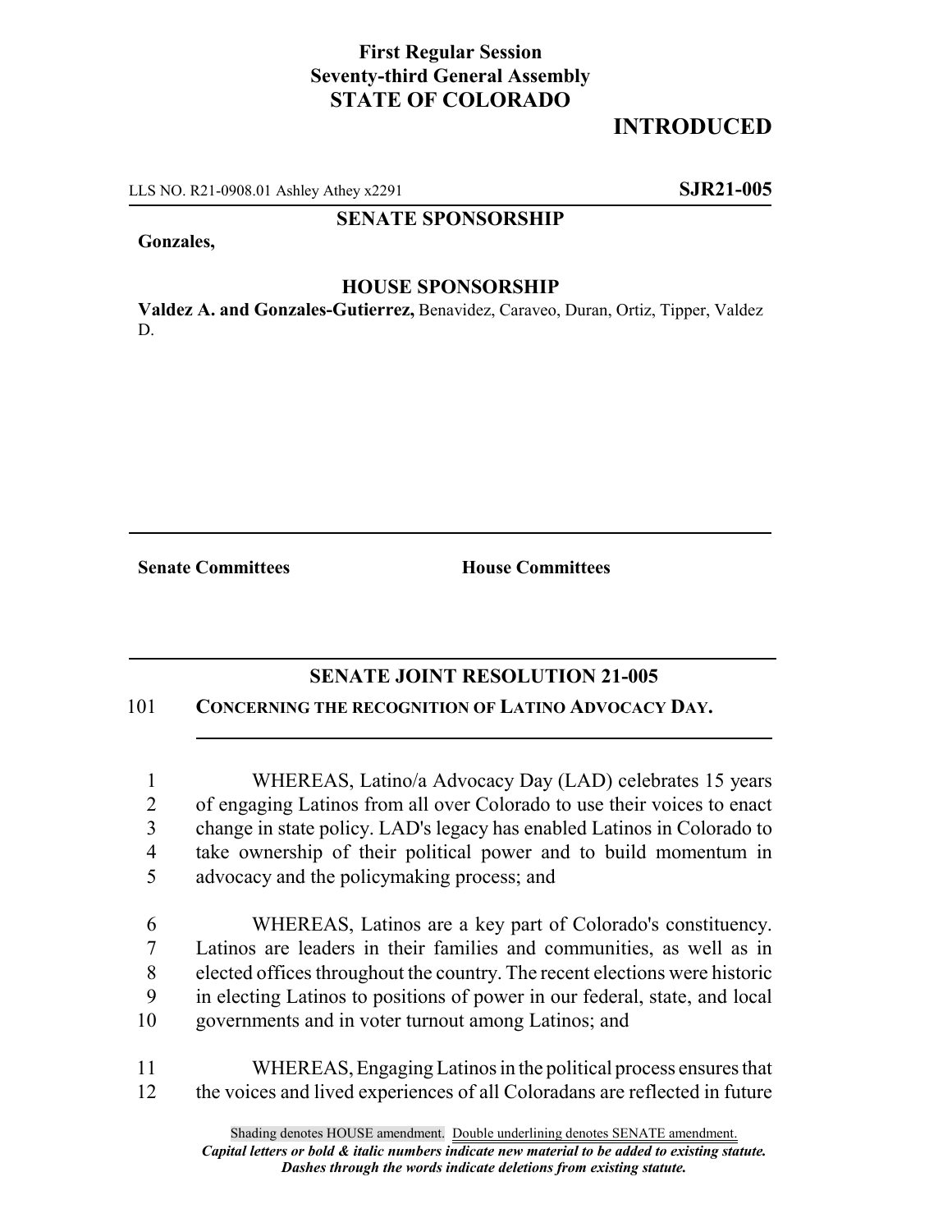**First Regular Session**
**Seventy-third General Assembly**
**STATE OF COLORADO**

# INTRODUCED

LLS NO. R21-0908.01 Ashley Athey x2291 **SJR21-005**

**SENATE SPONSORSHIP**

**Gonzales,**

**HOUSE SPONSORSHIP**

**Valdez A. and Gonzales-Gutierrez,** Benavidez, Caraveo, Duran, Ortiz, Tipper, Valdez D.

**Senate Committees** **House Committees**

## SENATE JOINT RESOLUTION 21-005

101 **CONCERNING THE RECOGNITION OF LATINO ADVOCACY DAY.**

1 WHEREAS, Latino/a Advocacy Day (LAD) celebrates 15 years
2 of engaging Latinos from all over Colorado to use their voices to enact
3 change in state policy. LAD's legacy has enabled Latinos in Colorado to
4 take ownership of their political power and to build momentum in
5 advocacy and the policymaking process; and

6 WHEREAS, Latinos are a key part of Colorado's constituency.
7 Latinos are leaders in their families and communities, as well as in
8 elected offices throughout the country. The recent elections were historic
9 in electing Latinos to positions of power in our federal, state, and local
10 governments and in voter turnout among Latinos; and

11 WHEREAS, Engaging Latinos in the political process ensures that
12 the voices and lived experiences of all Coloradans are reflected in future

Shading denotes HOUSE amendment. Double underlining denotes SENATE amendment.
***Capital letters or bold & italic numbers indicate new material to be added to existing statute.***
***Dashes through the words indicate deletions from existing statute.***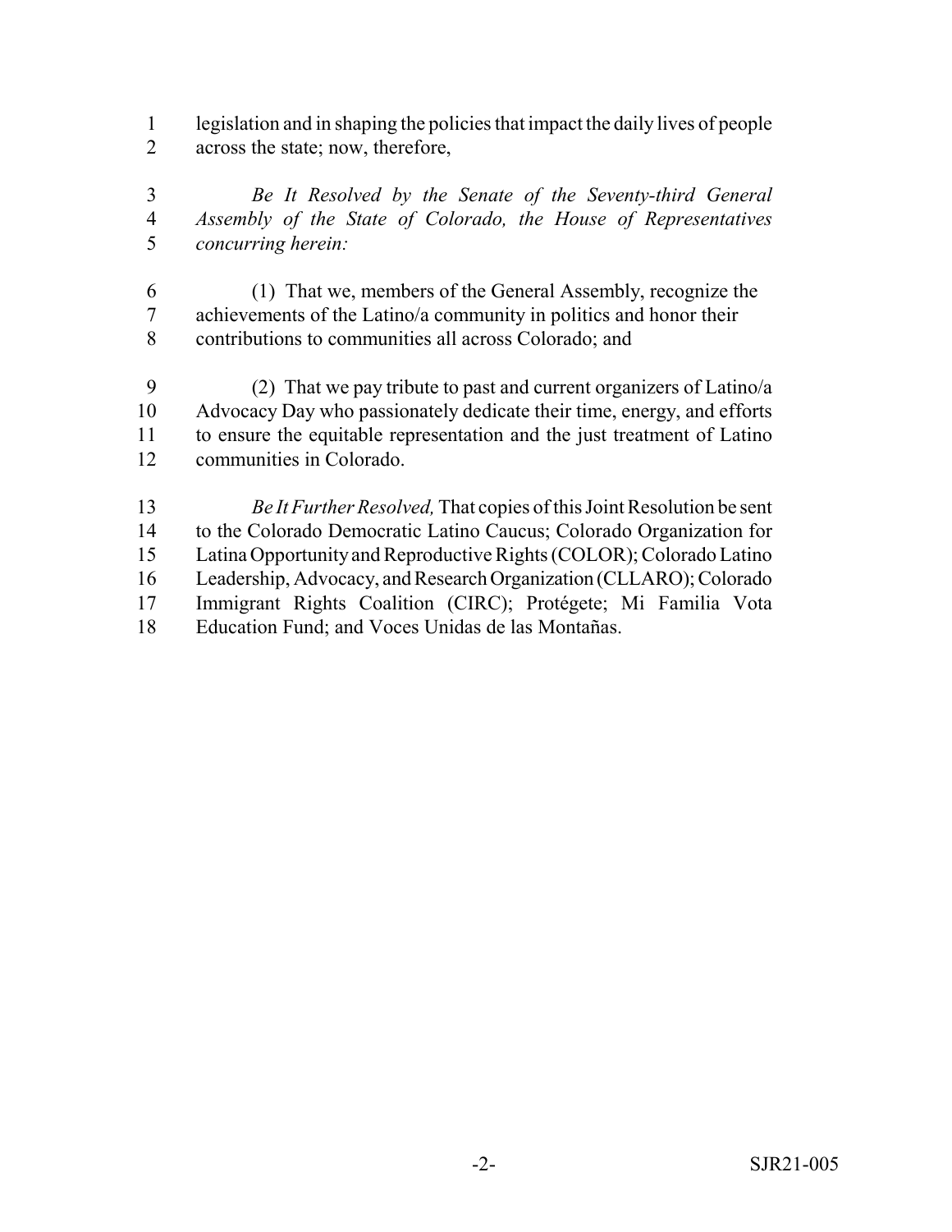legislation and in shaping the policies that impact the daily lives of people across the state; now, therefore,

*Be It Resolved by the Senate of the Seventy-third General Assembly of the State of Colorado, the House of Representatives concurring herein:*

(1) That we, members of the General Assembly, recognize the achievements of the Latino/a community in politics and honor their contributions to communities all across Colorado; and

(2) That we pay tribute to past and current organizers of Latino/a Advocacy Day who passionately dedicate their time, energy, and efforts to ensure the equitable representation and the just treatment of Latino communities in Colorado.

*Be It Further Resolved,* That copies of this Joint Resolution be sent to the Colorado Democratic Latino Caucus; Colorado Organization for Latina Opportunity and Reproductive Rights (COLOR); Colorado Latino Leadership, Advocacy, and Research Organization (CLLARO); Colorado Immigrant Rights Coalition (CIRC); Protégete; Mi Familia Vota Education Fund; and Voces Unidas de las Montañas.